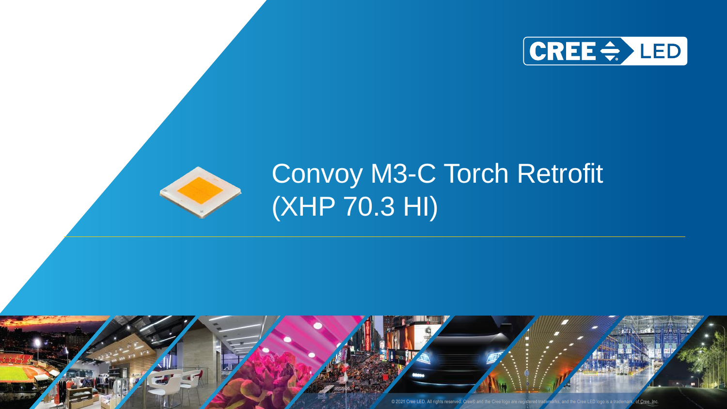# Convoy M3-C Torch Retrofit (XHP 70.3 HI)

© 2021 Cree LED. All rights reserved. Cree® and the Cree logo are registered trademarks, and the Cree LED logo is a trademark, of Cree, Inc.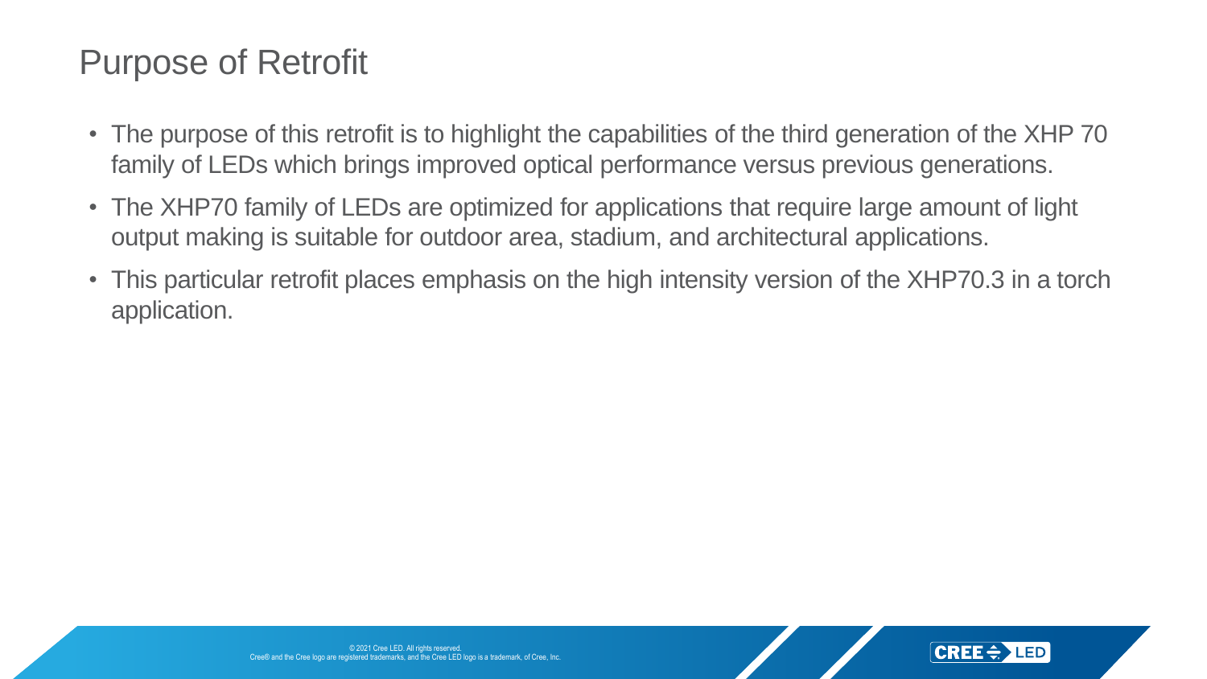# Purpose of Retrofit

- The purpose of this retrofit is to highlight the capabilities of the third generation of the XHP 70 family of LEDs which brings improved optical performance versus previous generations.
- The XHP70 family of LEDs are optimized for applications that require large amount of light output making is suitable for outdoor area, stadium, and architectural applications.
- This particular retrofit places emphasis on the high intensity version of the XHP70.3 in a torch application.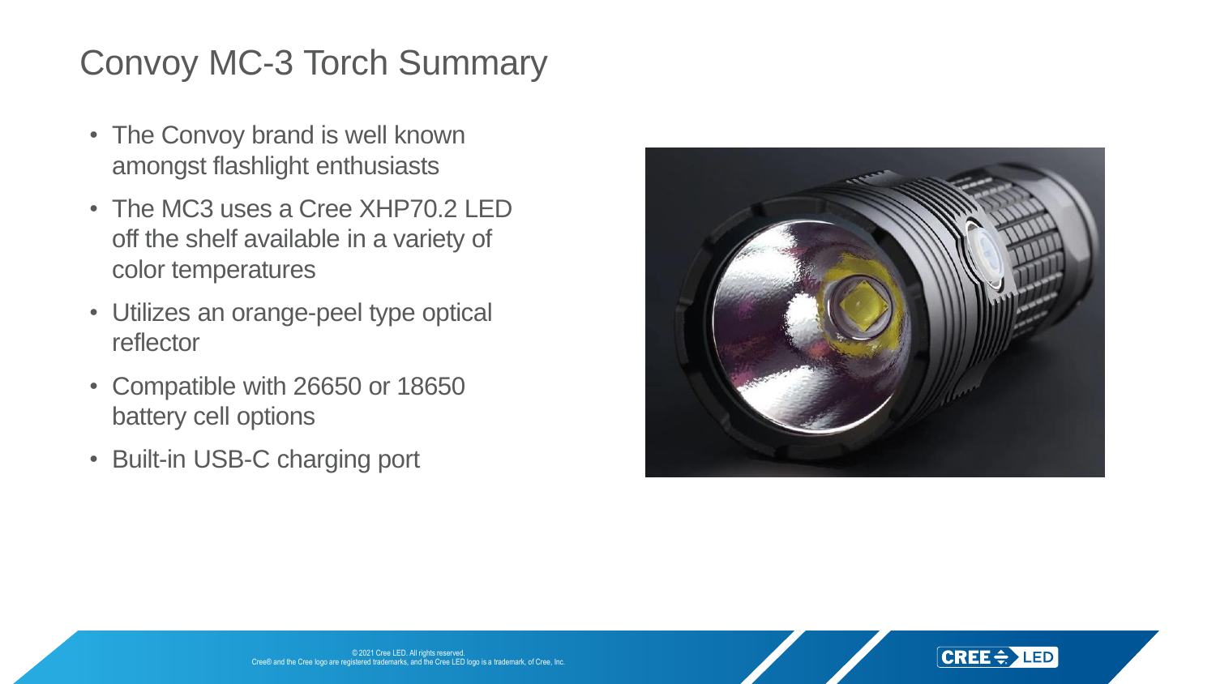# Convoy MC-3 Torch Summary

- The Convoy brand is well known amongst flashlight enthusiasts
- The MC3 uses a Cree XHP70.2 LED off the shelf available in a variety of color temperatures
- Utilizes an orange-peel type optical reflector
- Compatible with 26650 or 18650 battery cell options
- Built-in USB-C charging port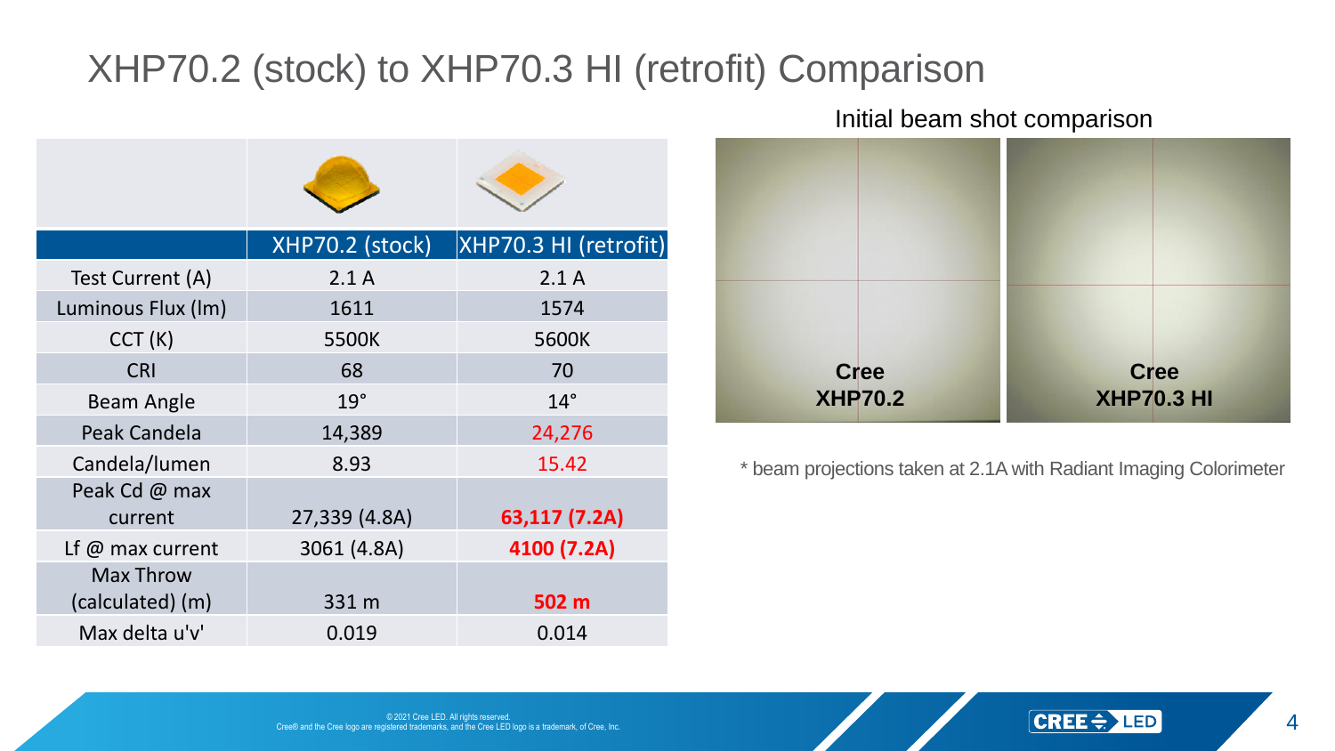# XHP70.2 (stock) to XHP70.3 HI (retrofit) Comparison

| | XHP70.2 (stock) | XHP70.3 HI (retrofit) |
|---|---|---|
| Test Current (A) | 2.1 A | 2.1 A |
| Luminous Flux (lm) | 1611 | 1574 |
| CCT (K) | 5500K | 5600K |
| CRI | 68 | 70 |
| Beam Angle | 19° | 14° |
| Peak Candela | 14,389 | 24,276 |
| Candela/lumen | 8.93 | 15.42 |
| Peak Cd @ max current | 27,339 (4.8A) | **63,117 (7.2A)** |
| Lf @ max current | 3061 (4.8A) | **4100 (7.2A)** |
| Max Throw (calculated) (m) | 331 m | **502 m** |
| Max delta u'v' | 0.019 | 0.014 |

Initial beam shot comparison

**Cree XHP70.2** | **Cree XHP70.3 HI**

* beam projections taken at 2.1A with Radiant Imaging Colorimeter

© 2021 Cree LED. All rights reserved.
Cree® and the Cree logo are registered trademarks, and the Cree LED logo is a trademark, of Cree, Inc.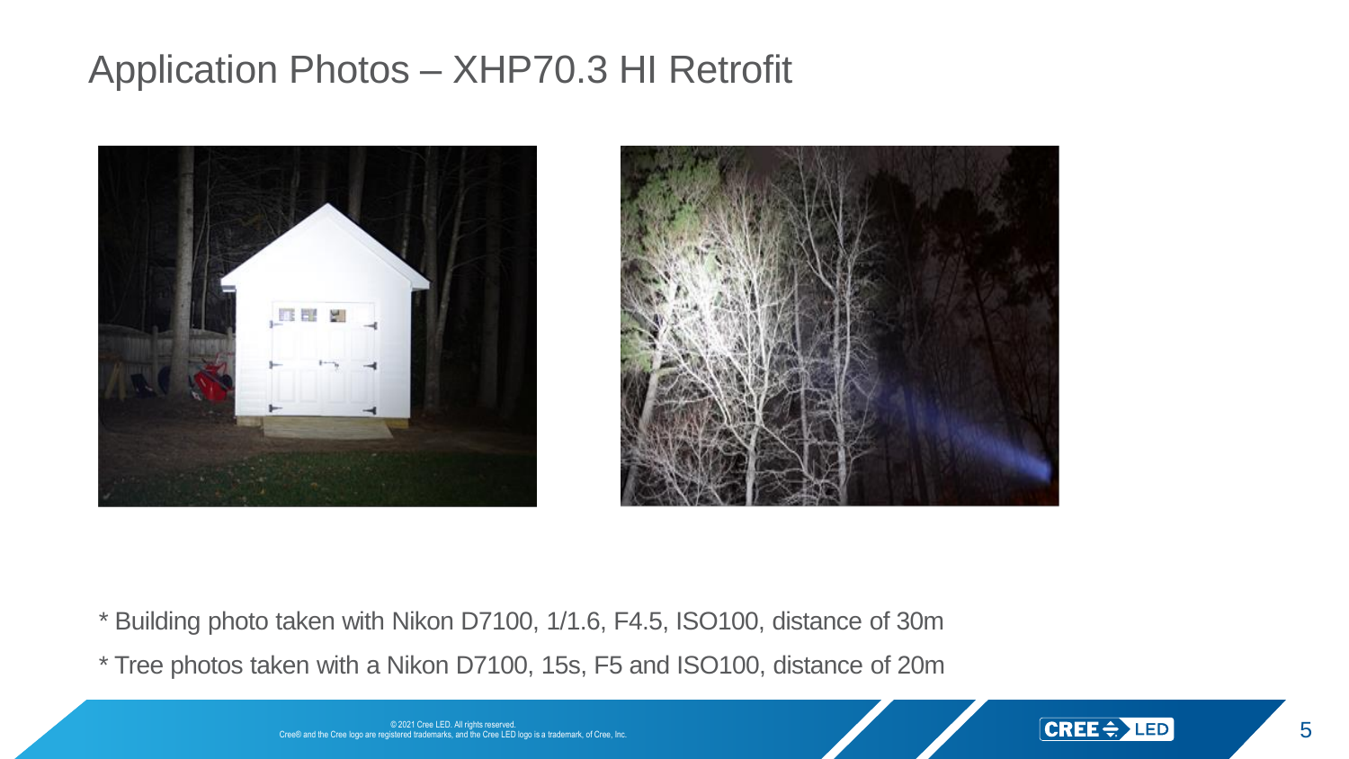# Application Photos – XHP70.3 HI Retrofit

* Building photo taken with Nikon D7100, 1/1.6, F4.5, ISO100, distance of 30m
* Tree photos taken with a Nikon D7100, 15s, F5 and ISO100, distance of 20m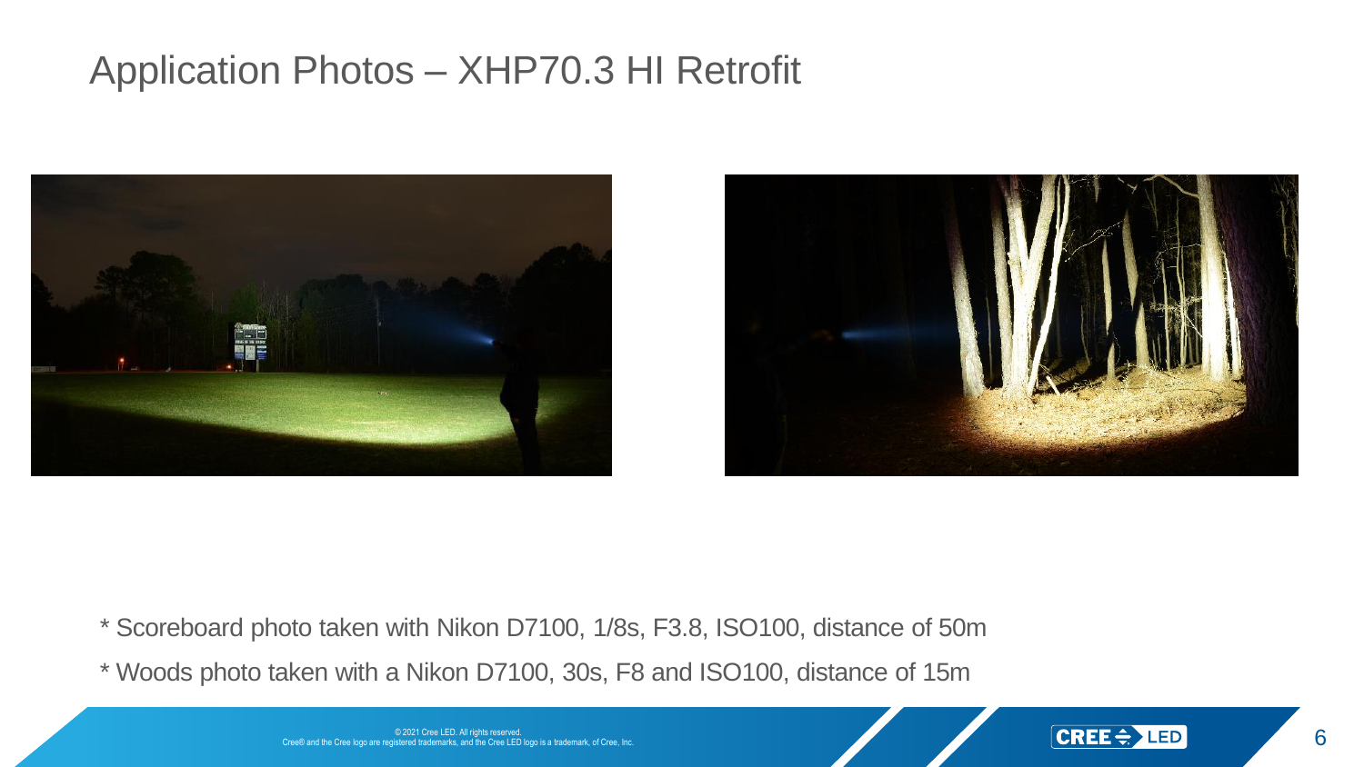# Application Photos – XHP70.3 HI Retrofit

* Scoreboard photo taken with Nikon D7100, 1/8s, F3.8, ISO100, distance of 50m

* Woods photo taken with a Nikon D7100, 30s, F8 and ISO100, distance of 15m

© 2021 Cree LED. All rights reserved.
Cree® and the Cree logo are registered trademarks, and the Cree LED logo is a trademark, of Cree, Inc.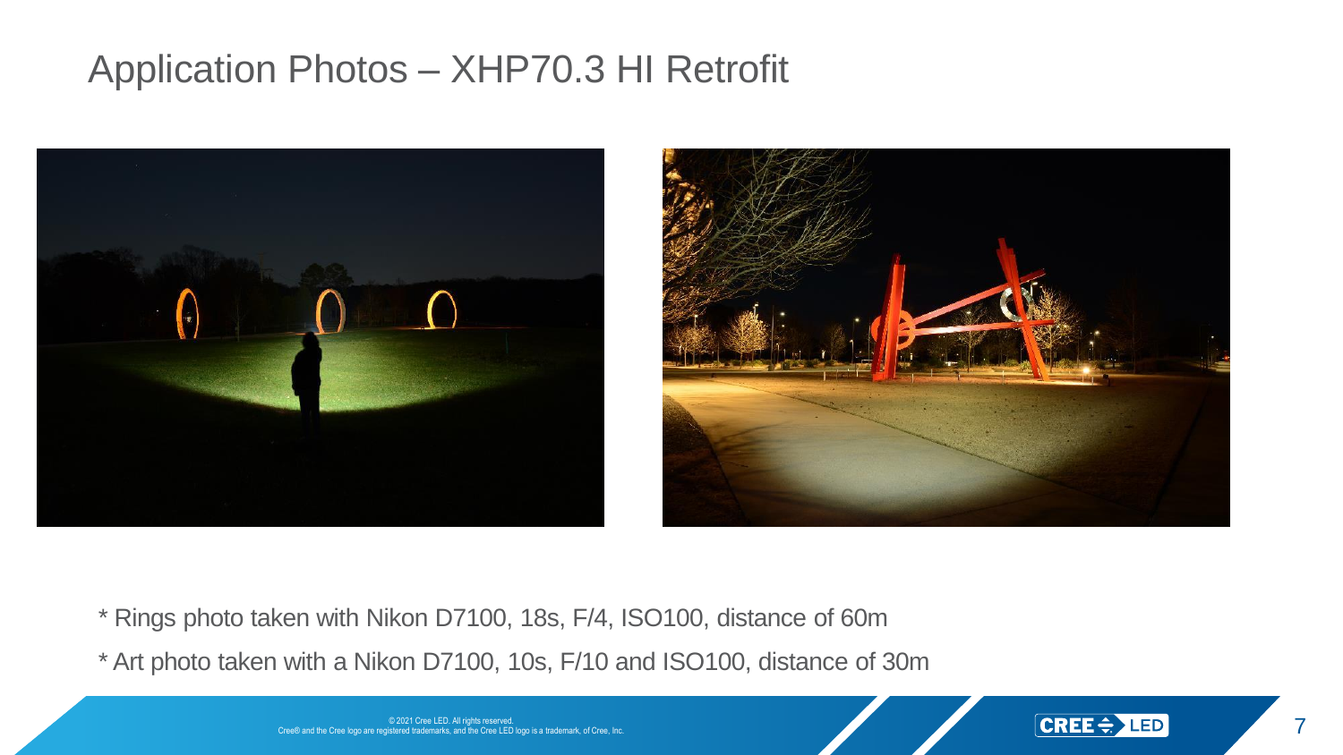# Application Photos – XHP70.3 HI Retrofit

* Rings photo taken with Nikon D7100, 18s, F/4, ISO100, distance of 60m

* Art photo taken with a Nikon D7100, 10s, F/10 and ISO100, distance of 30m

© 2021 Cree LED. All rights reserved.
Cree® and the Cree logo are registered trademarks, and the Cree LED logo is a trademark, of Cree, Inc.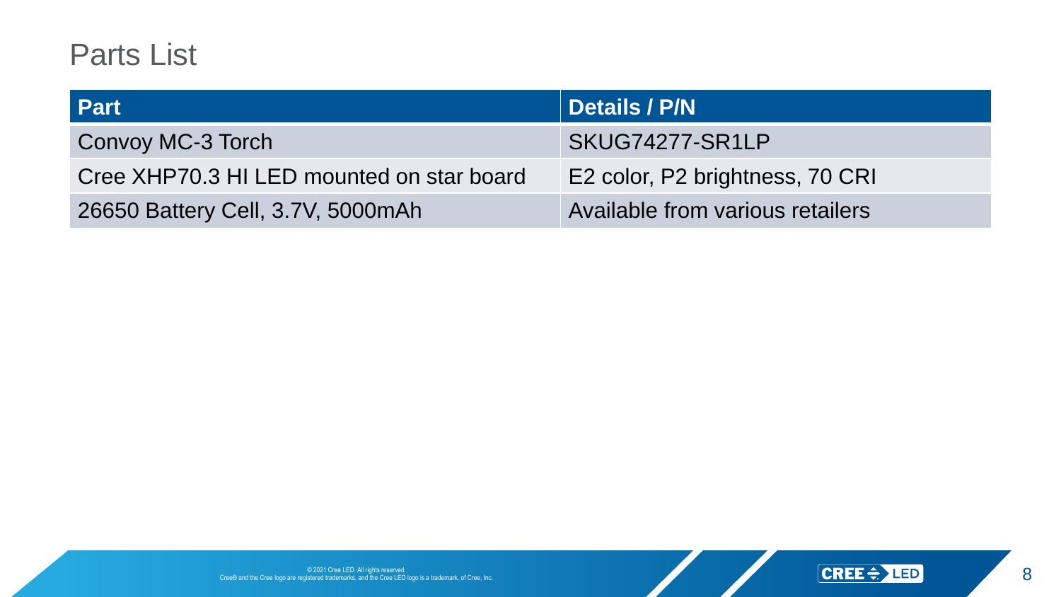# Parts List

| Part | Details / P/N |
|---|---|
| Convoy MC-3 Torch | SKUG74277-SR1LP |
| Cree XHP70.3 HI LED mounted on star board | E2 color, P2 brightness, 70 CRI |
| 26650 Battery Cell, 3.7V, 5000mAh | Available from various retailers |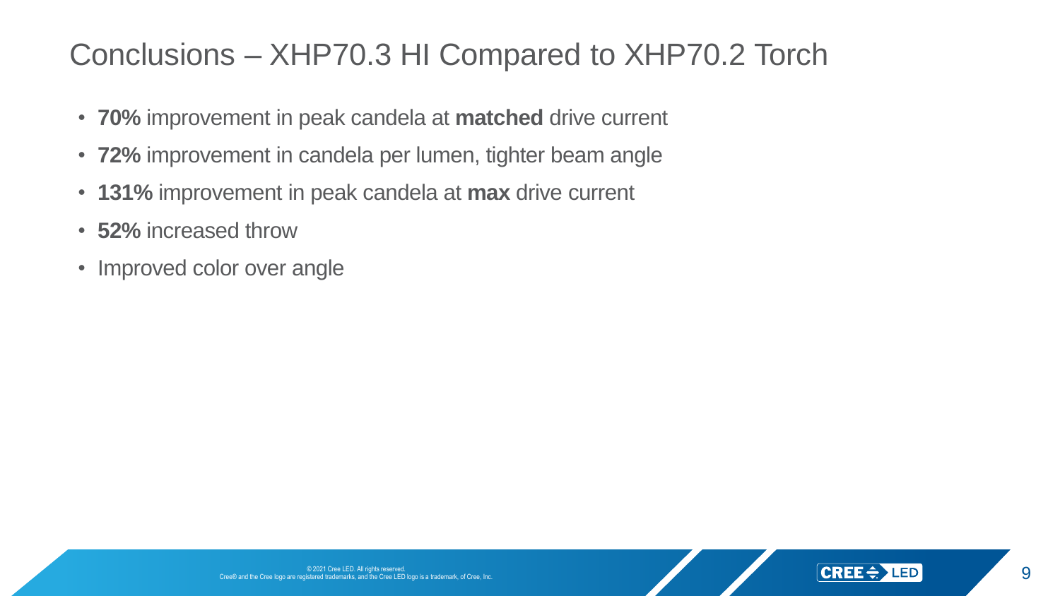# Conclusions – XHP70.3 HI Compared to XHP70.2 Torch

- **70%** improvement in peak candela at **matched** drive current
- **72%** improvement in candela per lumen, tighter beam angle
- **131%** improvement in peak candela at **max** drive current
- **52%** increased throw
- Improved color over angle

© 2021 Cree LED. All rights reserved.
Cree® and the Cree logo are registered trademarks, and the Cree LED logo is a trademark, of Cree, Inc.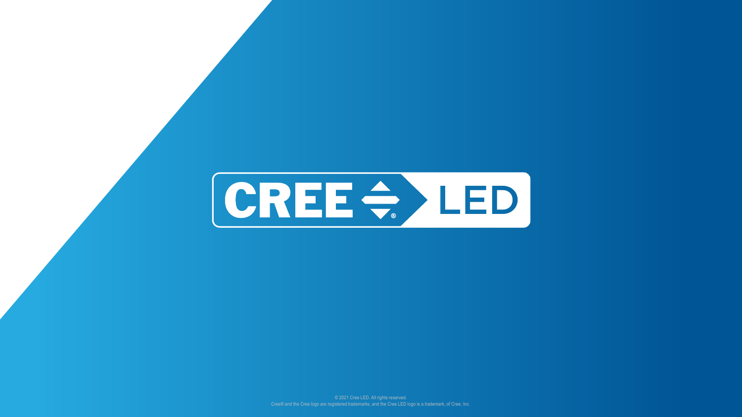CREE LED

© 2021 Cree LED. All rights reserved.
Cree® and the Cree logo are registered trademarks, and the Cree LED logo is a trademark, of Cree, Inc.